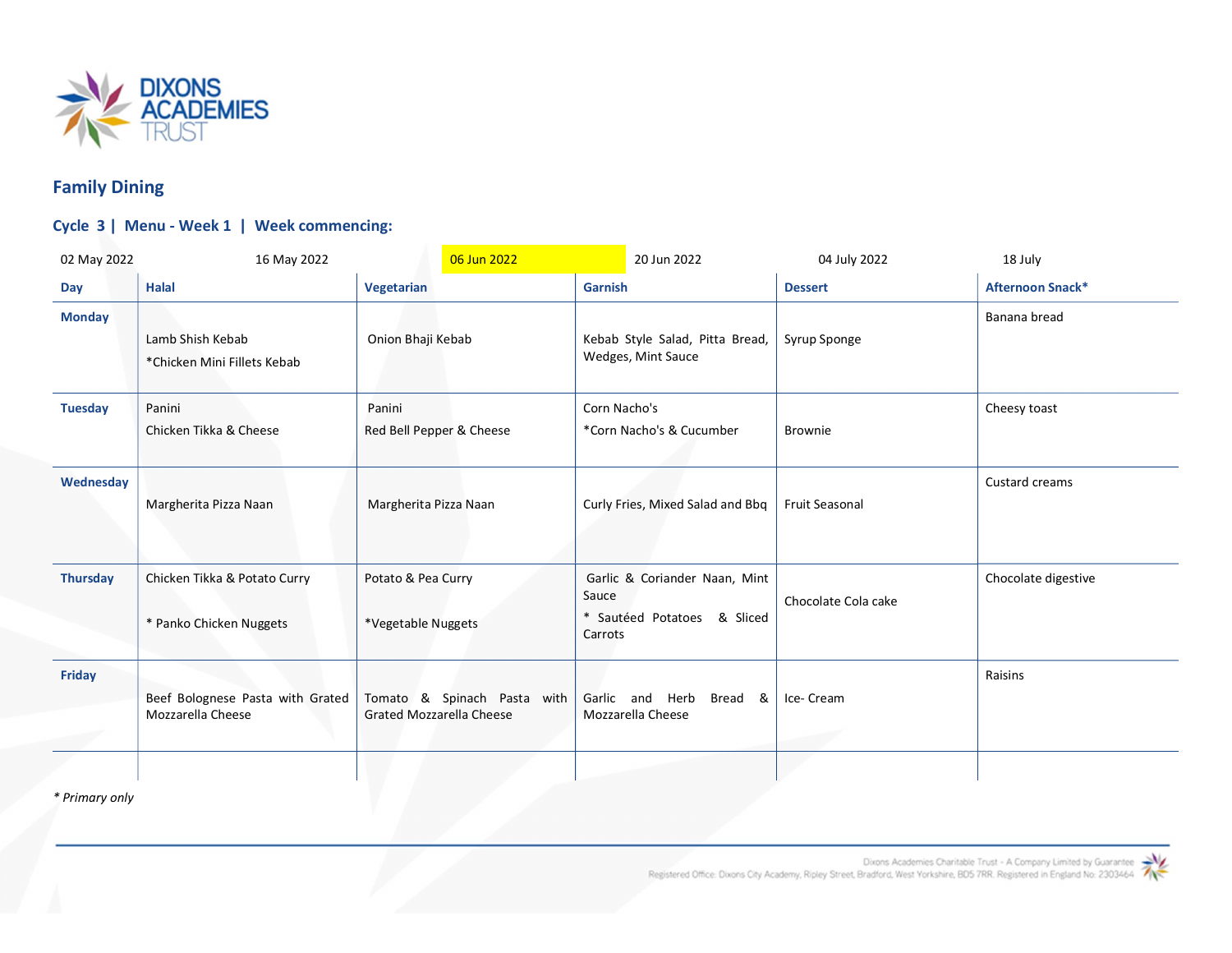DIXONS ACADEMIES TRUST

## Family Dining

### Cycle 3 | Menu - Week 1 | Week commencing:

02 May 2022 | 16 May 2022 | 06 Jun 2022 | 20 Jun 2022 | 04 July 2022 | 18 July

| Day | Halal | Vegetarian | Garnish | Dessert | Afternoon Snack* |
|---|---|---|---|---|---|
| **Monday** | Lamb Shish Kebab<br>*Chicken Mini Fillets Kebab | Onion Bhaji Kebab | Kebab Style Salad, Pitta Bread, Wedges, Mint Sauce | Syrup Sponge | Banana bread |
| **Tuesday** | Panini<br>Chicken Tikka & Cheese | Panini<br>Red Bell Pepper & Cheese | Corn Nacho's<br>*Corn Nacho's & Cucumber | Brownie | Cheesy toast |
| **Wednesday** | Margherita Pizza Naan | Margherita Pizza Naan | Curly Fries, Mixed Salad and Bbq | Fruit Seasonal | Custard creams |
| **Thursday** | Chicken Tikka & Potato Curry<br>* Panko Chicken Nuggets | Potato & Pea Curry<br>*Vegetable Nuggets | Garlic & Coriander Naan, Mint Sauce<br>* Sautéed Potatoes & Sliced Carrots | Chocolate Cola cake | Chocolate digestive |
| **Friday** | Beef Bolognese Pasta with Grated Mozzarella Cheese | Tomato & Spinach Pasta with Grated Mozzarella Cheese | Garlic and Herb Bread & Mozzarella Cheese | Ice- Cream | Raisins |

*\* Primary only*

Dixons Academies Charitable Trust - A Company Limited by Guarantee
Registered Office: Dixons City Academy, Ripley Street, Bradford, West Yorkshire, BD5 7RR. Registered in England No: 2303464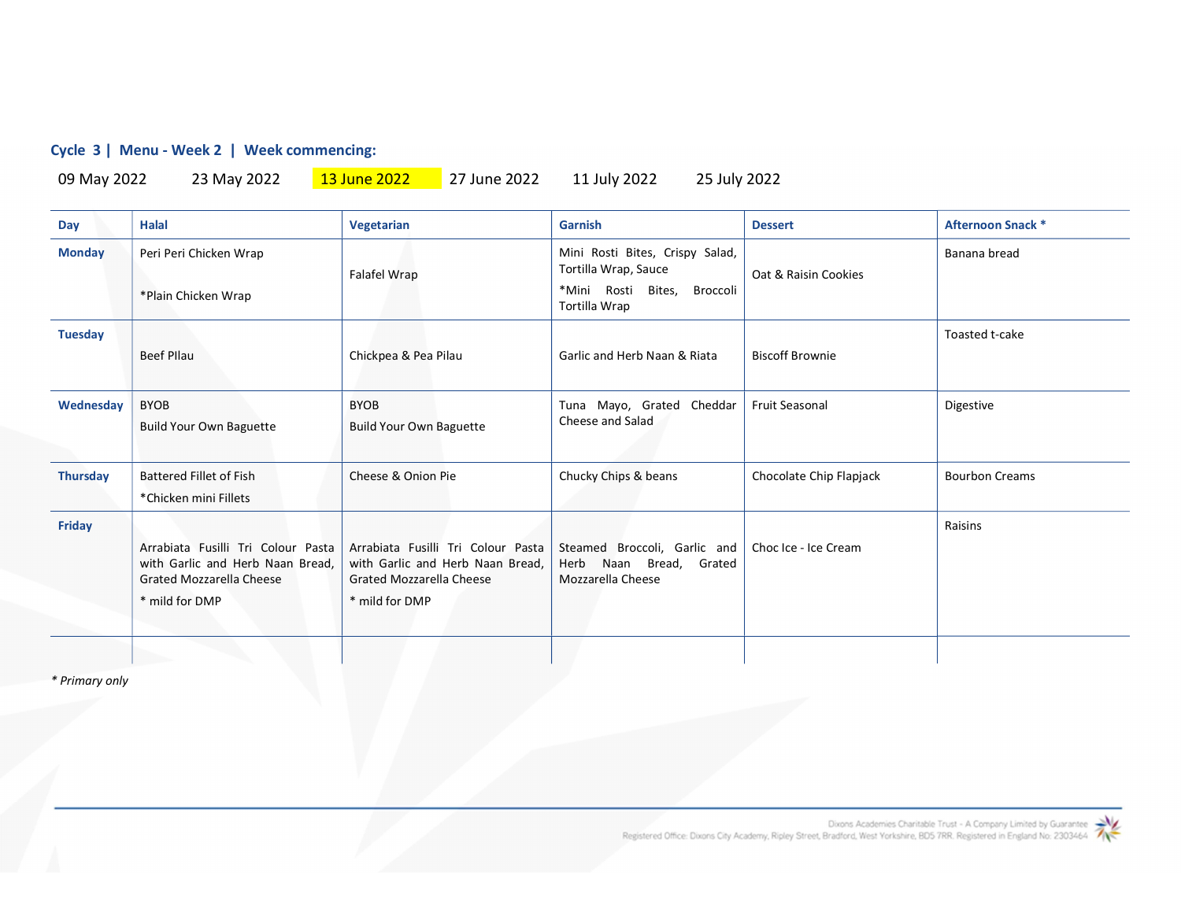**Cycle 3 | Menu - Week 2 | Week commencing:**

09 May 2022 23 May 2022 13 June 2022 27 June 2022 11 July 2022 25 July 2022

| Day | Halal | Vegetarian | Garnish | Dessert | Afternoon Snack * |
|---|---|---|---|---|---|
| **Monday** | Peri Peri Chicken Wrap<br><br>*Plain Chicken Wrap | Falafel Wrap | Mini Rosti Bites, Crispy Salad, Tortilla Wrap, Sauce<br>*Mini Rosti Bites, Broccoli Tortilla Wrap | Oat & Raisin Cookies | Banana bread |
| **Tuesday** | Beef PIlau | Chickpea & Pea Pilau | Garlic and Herb Naan & Riata | Biscoff Brownie | Toasted t-cake |
| **Wednesday** | BYOB<br>Build Your Own Baguette | BYOB<br>Build Your Own Baguette | Tuna Mayo, Grated Cheddar Cheese and Salad | Fruit Seasonal | Digestive |
| **Thursday** | Battered Fillet of Fish<br>*Chicken mini Fillets | Cheese & Onion Pie | Chucky Chips & beans | Chocolate Chip Flapjack | Bourbon Creams |
| **Friday** | Arrabiata Fusilli Tri Colour Pasta with Garlic and Herb Naan Bread, Grated Mozzarella Cheese<br>* mild for DMP | Arrabiata Fusilli Tri Colour Pasta with Garlic and Herb Naan Bread, Grated Mozzarella Cheese<br>* mild for DMP | Steamed Broccoli, Garlic and Herb Naan Bread, Grated Mozzarella Cheese | Choc Ice - Ice Cream | Raisins |

*\* Primary only*

Dixons Academies Charitable Trust - A Company Limited by Guarantee
Registered Office: Dixons City Academy, Ripley Street, Bradford, West Yorkshire, BD5 7RR. Registered in England No: 2303464